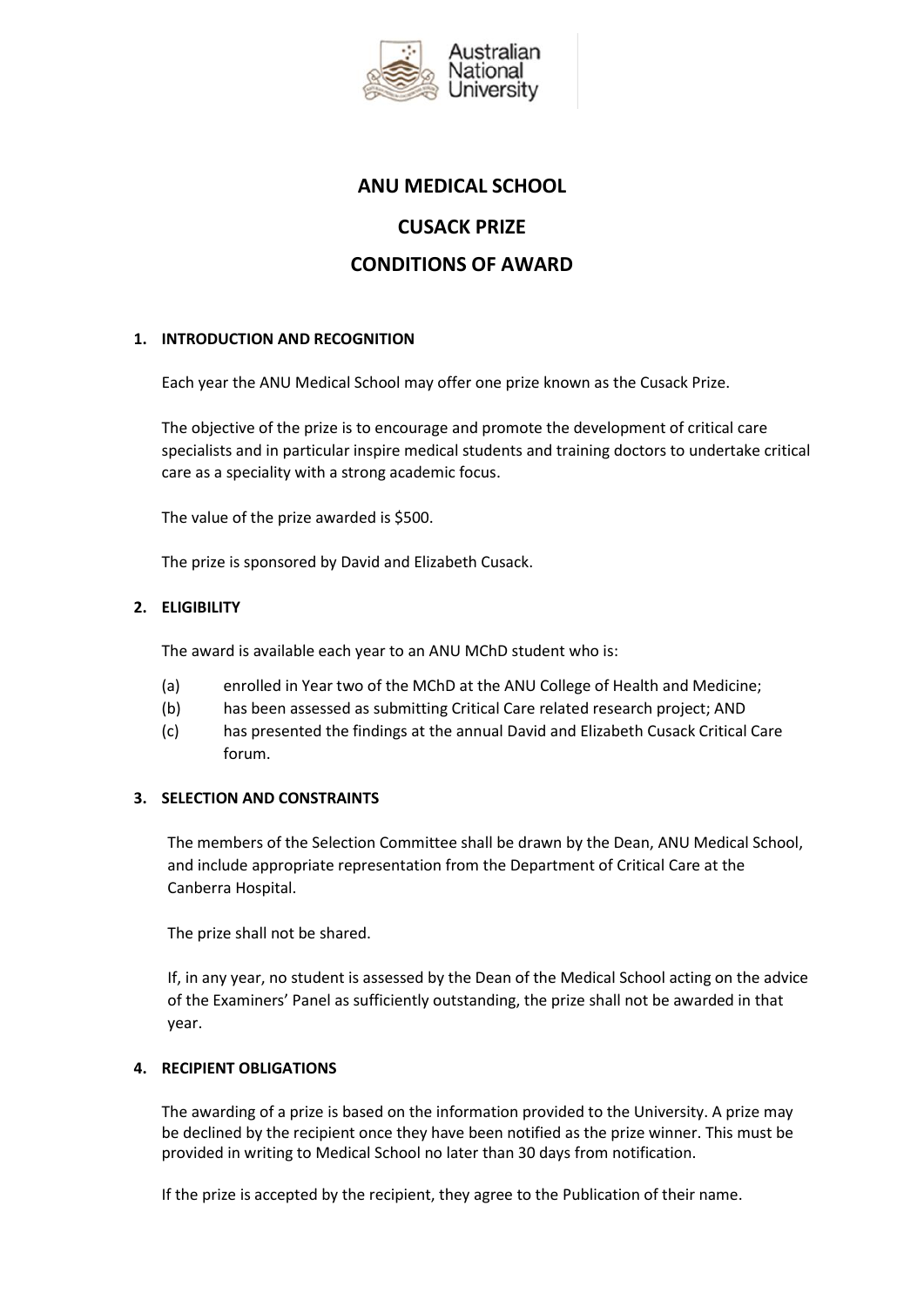# ANU MEDICAL SCHOOL

## CUSACK PRIZE

## CONDITIONS OF AWARD

### 1. INTRODUCTION AND RECOGNITION

Each year the ANU Medical School may offer one prize known as the Cusack Prize.

The objective of the prize is to encourage and promote the development of critical care specialists and in particular inspire medical students and training doctors to undertake critical care as a speciality with a strong academic focus.

The value of the prize awarded is $500.

The prize is sponsored by David and Elizabeth Cusack.

### 2. ELIGIBILITY

The award is available each year to an ANU MChD student who is:

(a) enrolled in Year two of the MChD at the ANU College of Health and Medicine;
(b) has been assessed as submitting Critical Care related research project; AND
(c) has presented the findings at the annual David and Elizabeth Cusack Critical Care forum.

### 3. SELECTION AND CONSTRAINTS

The members of the Selection Committee shall be drawn by the Dean, ANU Medical School, and include appropriate representation from the Department of Critical Care at the Canberra Hospital.

The prize shall not be shared.

If, in any year, no student is assessed by the Dean of the Medical School acting on the advice of the Examiners' Panel as sufficiently outstanding, the prize shall not be awarded in that year.

### 4. RECIPIENT OBLIGATIONS

The awarding of a prize is based on the information provided to the University. A prize may be declined by the recipient once they have been notified as the prize winner. This must be provided in writing to Medical School no later than 30 days from notification.

If the prize is accepted by the recipient, they agree to the Publication of their name.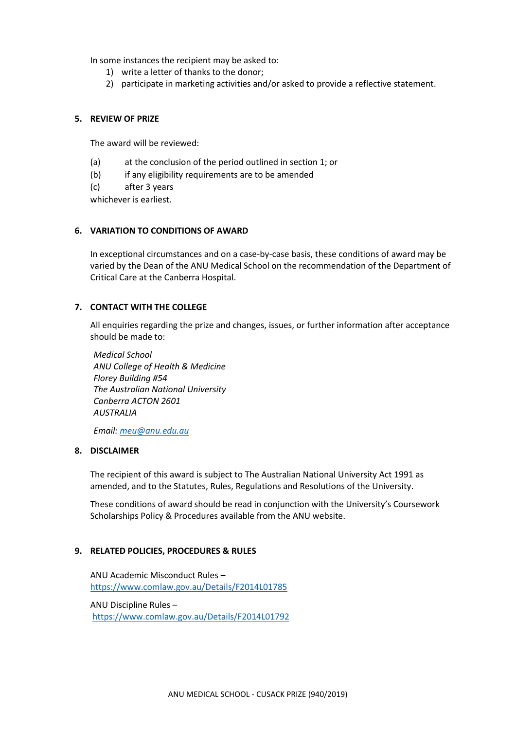In some instances the recipient may be asked to:

1) write a letter of thanks to the donor;
2) participate in marketing activities and/or asked to provide a reflective statement.

## 5. REVIEW OF PRIZE

The award will be reviewed:

(a) at the conclusion of the period outlined in section 1; or

(b) if any eligibility requirements are to be amended

(c) after 3 years

whichever is earliest.

## 6. VARIATION TO CONDITIONS OF AWARD

In exceptional circumstances and on a case-by-case basis, these conditions of award may be varied by the Dean of the ANU Medical School on the recommendation of the Department of Critical Care at the Canberra Hospital.

## 7. CONTACT WITH THE COLLEGE

All enquiries regarding the prize and changes, issues, or further information after acceptance should be made to:

*Medical School*
*ANU College of Health & Medicine*
*Florey Building #54*
*The Australian National University*
*Canberra ACTON 2601*
*AUSTRALIA*

*Email: meu@anu.edu.au*

## 8. DISCLAIMER

The recipient of this award is subject to The Australian National University Act 1991 as amended, and to the Statutes, Rules, Regulations and Resolutions of the University.

These conditions of award should be read in conjunction with the University's Coursework Scholarships Policy & Procedures available from the ANU website.

## 9. RELATED POLICIES, PROCEDURES & RULES

ANU Academic Misconduct Rules –
https://www.comlaw.gov.au/Details/F2014L01785

ANU Discipline Rules –
https://www.comlaw.gov.au/Details/F2014L01792